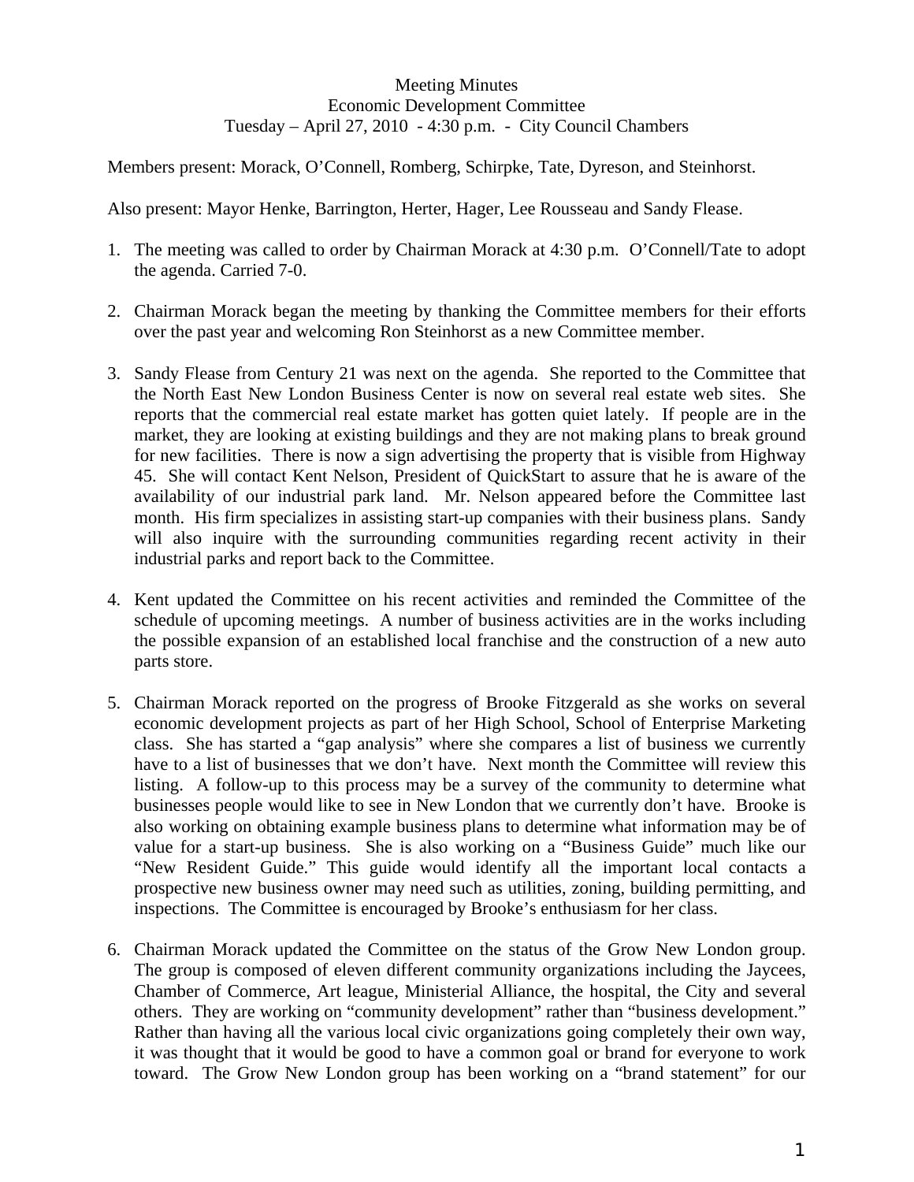Meeting Minutes
Economic Development Committee
Tuesday – April 27, 2010 - 4:30 p.m. - City Council Chambers

Members present: Morack, O'Connell, Romberg, Schirpke, Tate, Dyreson, and Steinhorst.

Also present: Mayor Henke, Barrington, Herter, Hager, Lee Rousseau and Sandy Flease.

1. The meeting was called to order by Chairman Morack at 4:30 p.m. O'Connell/Tate to adopt the agenda. Carried 7-0.

2. Chairman Morack began the meeting by thanking the Committee members for their efforts over the past year and welcoming Ron Steinhorst as a new Committee member.

3. Sandy Flease from Century 21 was next on the agenda. She reported to the Committee that the North East New London Business Center is now on several real estate web sites. She reports that the commercial real estate market has gotten quiet lately. If people are in the market, they are looking at existing buildings and they are not making plans to break ground for new facilities. There is now a sign advertising the property that is visible from Highway 45. She will contact Kent Nelson, President of QuickStart to assure that he is aware of the availability of our industrial park land. Mr. Nelson appeared before the Committee last month. His firm specializes in assisting start-up companies with their business plans. Sandy will also inquire with the surrounding communities regarding recent activity in their industrial parks and report back to the Committee.

4. Kent updated the Committee on his recent activities and reminded the Committee of the schedule of upcoming meetings. A number of business activities are in the works including the possible expansion of an established local franchise and the construction of a new auto parts store.

5. Chairman Morack reported on the progress of Brooke Fitzgerald as she works on several economic development projects as part of her High School, School of Enterprise Marketing class. She has started a "gap analysis" where she compares a list of business we currently have to a list of businesses that we don't have. Next month the Committee will review this listing. A follow-up to this process may be a survey of the community to determine what businesses people would like to see in New London that we currently don't have. Brooke is also working on obtaining example business plans to determine what information may be of value for a start-up business. She is also working on a "Business Guide" much like our "New Resident Guide." This guide would identify all the important local contacts a prospective new business owner may need such as utilities, zoning, building permitting, and inspections. The Committee is encouraged by Brooke's enthusiasm for her class.

6. Chairman Morack updated the Committee on the status of the Grow New London group. The group is composed of eleven different community organizations including the Jaycees, Chamber of Commerce, Art league, Ministerial Alliance, the hospital, the City and several others. They are working on "community development" rather than "business development." Rather than having all the various local civic organizations going completely their own way, it was thought that it would be good to have a common goal or brand for everyone to work toward. The Grow New London group has been working on a "brand statement" for our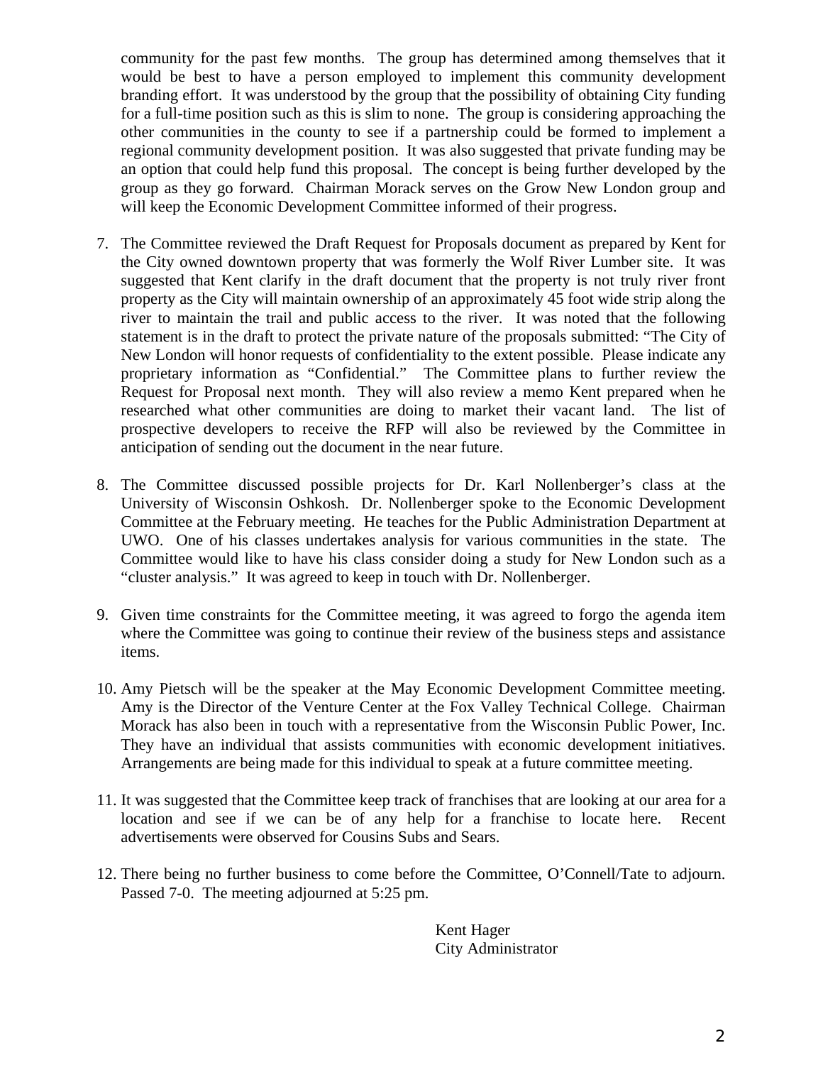community for the past few months. The group has determined among themselves that it would be best to have a person employed to implement this community development branding effort. It was understood by the group that the possibility of obtaining City funding for a full-time position such as this is slim to none. The group is considering approaching the other communities in the county to see if a partnership could be formed to implement a regional community development position. It was also suggested that private funding may be an option that could help fund this proposal. The concept is being further developed by the group as they go forward. Chairman Morack serves on the Grow New London group and will keep the Economic Development Committee informed of their progress.

7. The Committee reviewed the Draft Request for Proposals document as prepared by Kent for the City owned downtown property that was formerly the Wolf River Lumber site. It was suggested that Kent clarify in the draft document that the property is not truly river front property as the City will maintain ownership of an approximately 45 foot wide strip along the river to maintain the trail and public access to the river. It was noted that the following statement is in the draft to protect the private nature of the proposals submitted: "The City of New London will honor requests of confidentiality to the extent possible. Please indicate any proprietary information as "Confidential." The Committee plans to further review the Request for Proposal next month. They will also review a memo Kent prepared when he researched what other communities are doing to market their vacant land. The list of prospective developers to receive the RFP will also be reviewed by the Committee in anticipation of sending out the document in the near future.

8. The Committee discussed possible projects for Dr. Karl Nollenberger's class at the University of Wisconsin Oshkosh. Dr. Nollenberger spoke to the Economic Development Committee at the February meeting. He teaches for the Public Administration Department at UWO. One of his classes undertakes analysis for various communities in the state. The Committee would like to have his class consider doing a study for New London such as a "cluster analysis." It was agreed to keep in touch with Dr. Nollenberger.

9. Given time constraints for the Committee meeting, it was agreed to forgo the agenda item where the Committee was going to continue their review of the business steps and assistance items.

10. Amy Pietsch will be the speaker at the May Economic Development Committee meeting. Amy is the Director of the Venture Center at the Fox Valley Technical College. Chairman Morack has also been in touch with a representative from the Wisconsin Public Power, Inc. They have an individual that assists communities with economic development initiatives. Arrangements are being made for this individual to speak at a future committee meeting.

11. It was suggested that the Committee keep track of franchises that are looking at our area for a location and see if we can be of any help for a franchise to locate here. Recent advertisements were observed for Cousins Subs and Sears.

12. There being no further business to come before the Committee, O'Connell/Tate to adjourn. Passed 7-0. The meeting adjourned at 5:25 pm.

Kent Hager
City Administrator